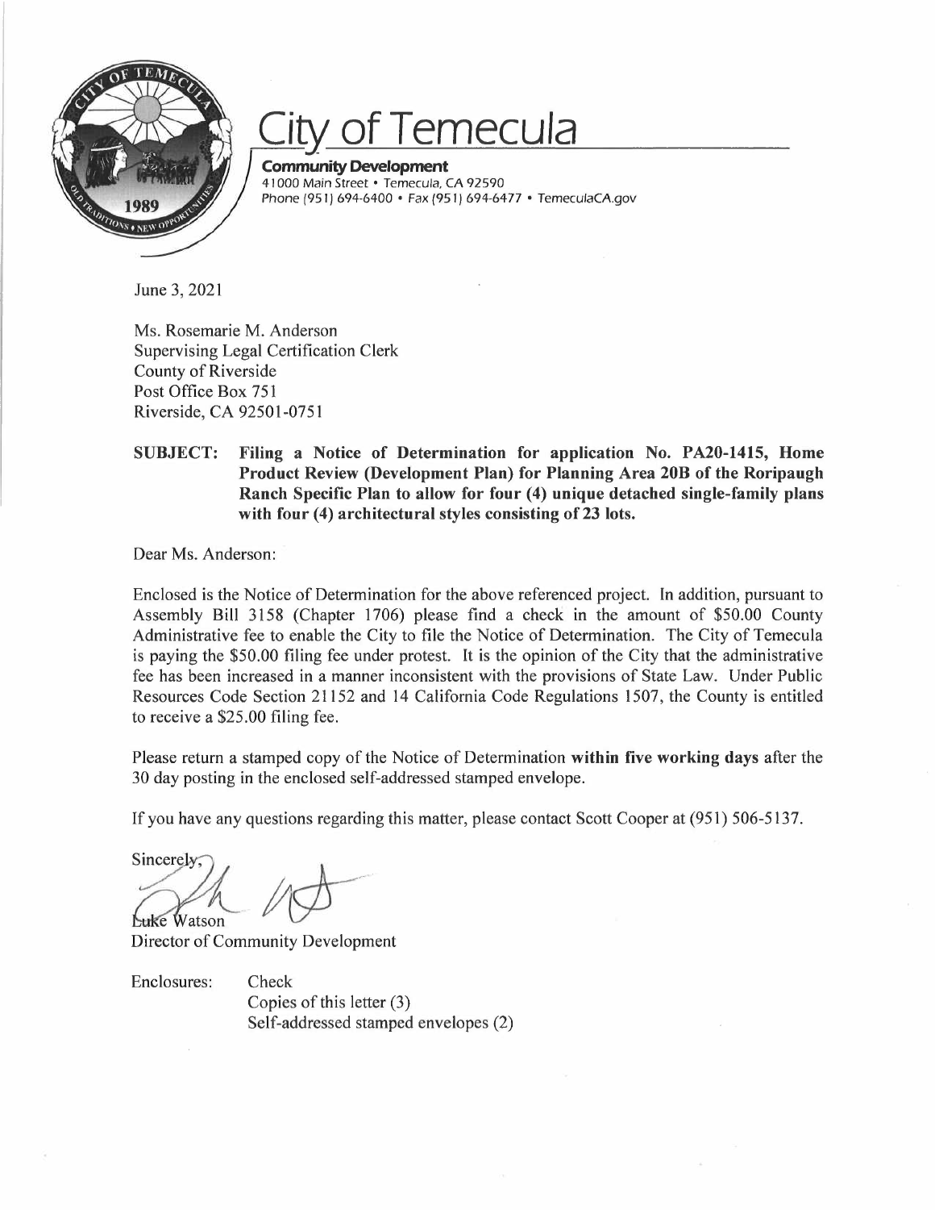# City of Temecula

**Community Development**
41000 Main Street • Temecula, CA 92590
Phone (951) 694-6400 • Fax (951) 694-6477 • TemeculaCA.gov

June 3, 2021

Ms. Rosemarie M. Anderson
Supervising Legal Certification Clerk
County of Riverside
Post Office Box 751
Riverside, CA 92501-0751

**SUBJECT: Filing a Notice of Determination for application No. PA20-1415, Home Product Review (Development Plan) for Planning Area 20B of the Roripaugh Ranch Specific Plan to allow for four (4) unique detached single-family plans with four (4) architectural styles consisting of 23 lots.**

Dear Ms. Anderson:

Enclosed is the Notice of Determination for the above referenced project. In addition, pursuant to Assembly Bill 3158 (Chapter 1706) please find a check in the amount of $50.00 County Administrative fee to enable the City to file the Notice of Determination. The City of Temecula is paying the $50.00 filing fee under protest. It is the opinion of the City that the administrative fee has been increased in a manner inconsistent with the provisions of State Law. Under Public Resources Code Section 21152 and 14 California Code Regulations 1507, the County is entitled to receive a $25.00 filing fee.

Please return a stamped copy of the Notice of Determination **within five working days** after the 30 day posting in the enclosed self-addressed stamped envelope.

If you have any questions regarding this matter, please contact Scott Cooper at (951) 506-5137.

Sincerely,

Luke Watson
Director of Community Development

Enclosures: Check
Copies of this letter (3)
Self-addressed stamped envelopes (2)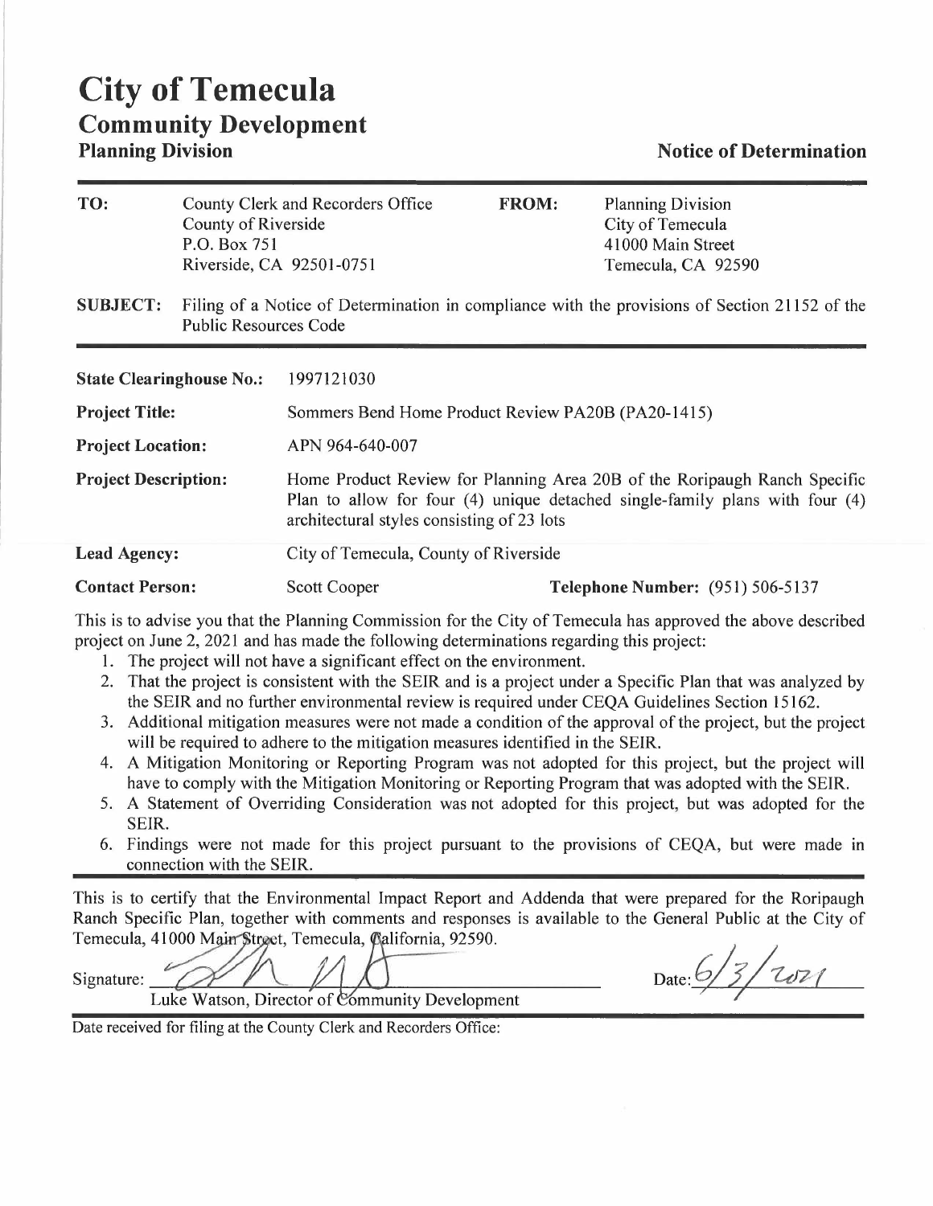# City of Temecula
## Community Development
### Planning Division

**Notice of Determination**

| | | | |
|---|---|---|---|
| **TO:** | County Clerk and Recorders Office<br>County of Riverside<br>P.O. Box 751<br>Riverside, CA 92501-0751 | **FROM:** | Planning Division<br>City of Temecula<br>41000 Main Street<br>Temecula, CA 92590 |

**SUBJECT:** Filing of a Notice of Determination in compliance with the provisions of Section 21152 of the Public Resources Code

| | |
|---|---|
| **State Clearinghouse No.:** | 1997121030 |
| **Project Title:** | Sommers Bend Home Product Review PA20B (PA20-1415) |
| **Project Location:** | APN 964-640-007 |
| **Project Description:** | Home Product Review for Planning Area 20B of the Roripaugh Ranch Specific Plan to allow for four (4) unique detached single-family plans with four (4) architectural styles consisting of 23 lots |
| **Lead Agency:** | City of Temecula, County of Riverside |
| **Contact Person:** | Scott Cooper — **Telephone Number:** (951) 506-5137 |

This is to advise you that the Planning Commission for the City of Temecula has approved the above described project on June 2, 2021 and has made the following determinations regarding this project:

1. The project will not have a significant effect on the environment.
2. That the project is consistent with the SEIR and is a project under a Specific Plan that was analyzed by the SEIR and no further environmental review is required under CEQA Guidelines Section 15162.
3. Additional mitigation measures were not made a condition of the approval of the project, but the project will be required to adhere to the mitigation measures identified in the SEIR.
4. A Mitigation Monitoring or Reporting Program was not adopted for this project, but the project will have to comply with the Mitigation Monitoring or Reporting Program that was adopted with the SEIR.
5. A Statement of Overriding Consideration was not adopted for this project, but was adopted for the SEIR.
6. Findings were not made for this project pursuant to the provisions of CEQA, but were made in connection with the SEIR.

This is to certify that the Environmental Impact Report and Addenda that were prepared for the Roripaugh Ranch Specific Plan, together with comments and responses is available to the General Public at the City of Temecula, 41000 Main Street, Temecula, California, 92590.

Signature: ______________________ Date: 6/3/2021
Luke Watson, Director of Community Development

Date received for filing at the County Clerk and Recorders Office: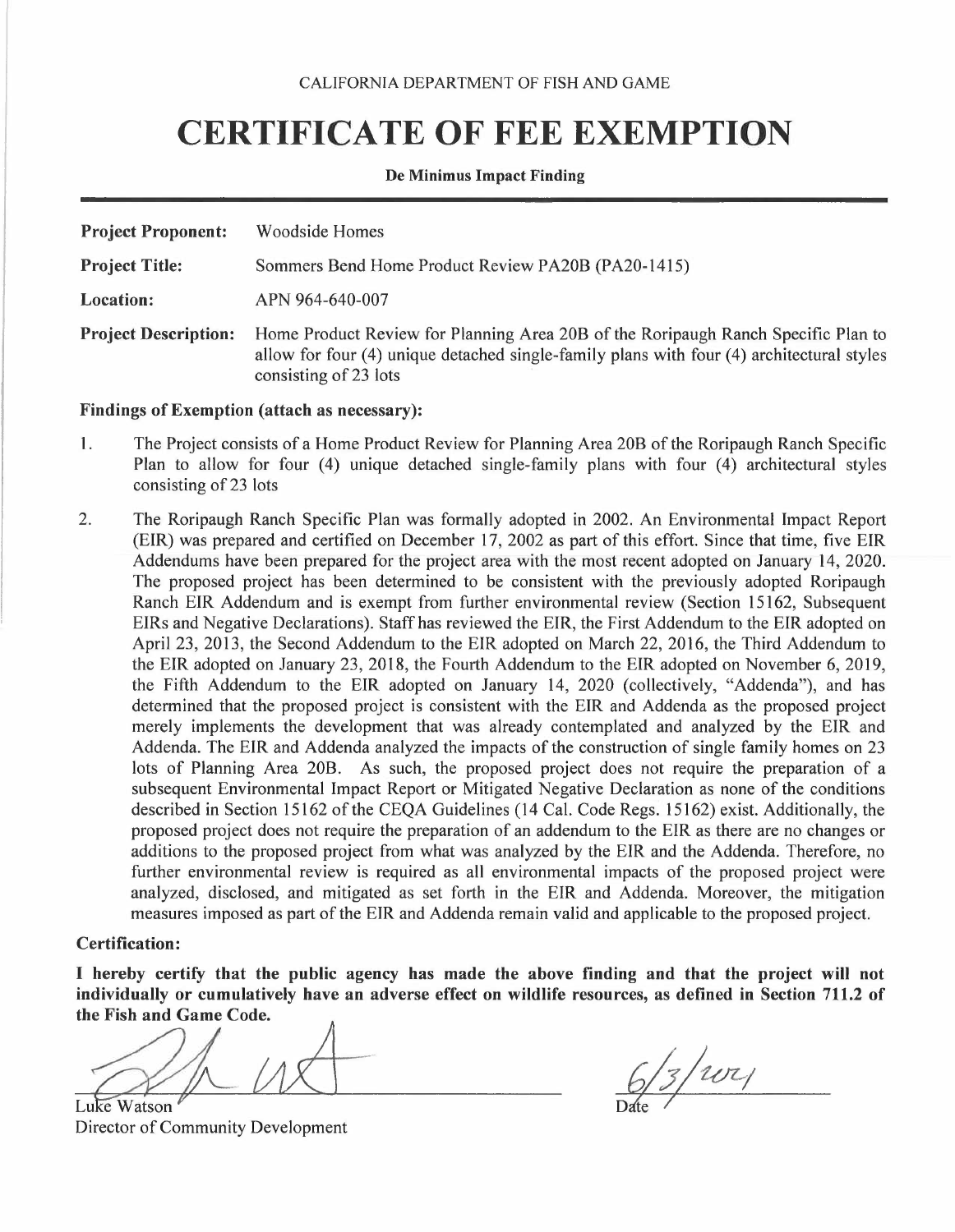CALIFORNIA DEPARTMENT OF FISH AND GAME

# CERTIFICATE OF FEE EXEMPTION

**De Minimus Impact Finding**

| | |
|---|---|
| **Project Proponent:** | Woodside Homes |
| **Project Title:** | Sommers Bend Home Product Review PA20B (PA20-1415) |
| **Location:** | APN 964-640-007 |
| **Project Description:** | Home Product Review for Planning Area 20B of the Roripaugh Ranch Specific Plan to allow for four (4) unique detached single-family plans with four (4) architectural styles consisting of 23 lots |

**Findings of Exemption (attach as necessary):**

1. The Project consists of a Home Product Review for Planning Area 20B of the Roripaugh Ranch Specific Plan to allow for four (4) unique detached single-family plans with four (4) architectural styles consisting of 23 lots

2. The Roripaugh Ranch Specific Plan was formally adopted in 2002. An Environmental Impact Report (EIR) was prepared and certified on December 17, 2002 as part of this effort. Since that time, five EIR Addendums have been prepared for the project area with the most recent adopted on January 14, 2020. The proposed project has been determined to be consistent with the previously adopted Roripaugh Ranch EIR Addendum and is exempt from further environmental review (Section 15162, Subsequent EIRs and Negative Declarations). Staff has reviewed the EIR, the First Addendum to the EIR adopted on April 23, 2013, the Second Addendum to the EIR adopted on March 22, 2016, the Third Addendum to the EIR adopted on January 23, 2018, the Fourth Addendum to the EIR adopted on November 6, 2019, the Fifth Addendum to the EIR adopted on January 14, 2020 (collectively, "Addenda"), and has determined that the proposed project is consistent with the EIR and Addenda as the proposed project merely implements the development that was already contemplated and analyzed by the EIR and Addenda. The EIR and Addenda analyzed the impacts of the construction of single family homes on 23 lots of Planning Area 20B. As such, the proposed project does not require the preparation of a subsequent Environmental Impact Report or Mitigated Negative Declaration as none of the conditions described in Section 15162 of the CEQA Guidelines (14 Cal. Code Regs. 15162) exist. Additionally, the proposed project does not require the preparation of an addendum to the EIR as there are no changes or additions to the proposed project from what was analyzed by the EIR and the Addenda. Therefore, no further environmental review is required as all environmental impacts of the proposed project were analyzed, disclosed, and mitigated as set forth in the EIR and Addenda. Moreover, the mitigation measures imposed as part of the EIR and Addenda remain valid and applicable to the proposed project.

**Certification:**

**I hereby certify that the public agency has made the above finding and that the project will not individually or cumulatively have an adverse effect on wildlife resources, as defined in Section 711.2 of the Fish and Game Code.**

Luke Watson
Director of Community Development

6/3/2021
Date